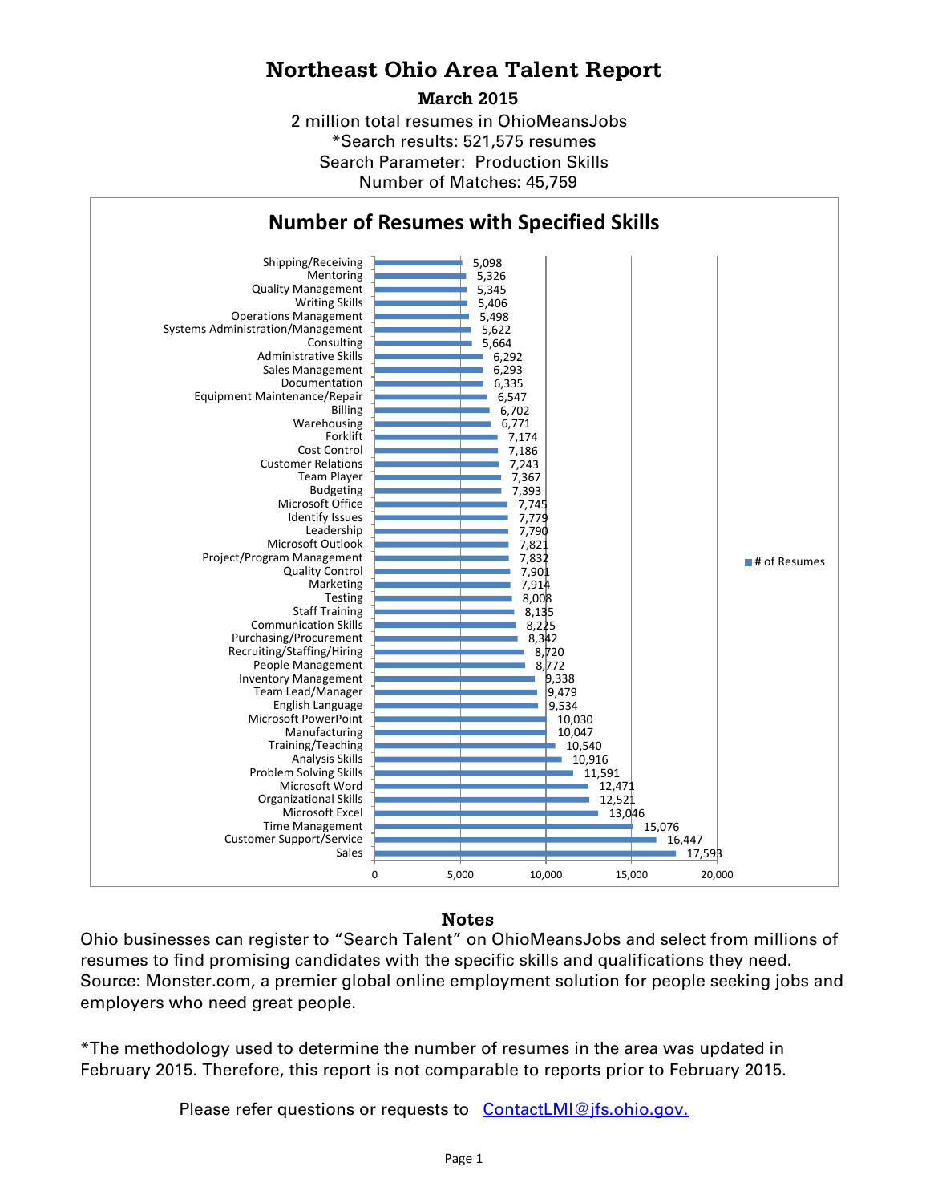# Northeast Ohio Area Talent Report

**March 2015**

2 million total resumes in OhioMeansJobs
*Search results: 521,575 resumes
Search Parameter: Production Skills
Number of Matches: 45,759

## Number of Resumes with Specified Skills

| Skill | # of Resumes |
|---|---|
| Shipping/Receiving | 5,098 |
| Mentoring | 5,326 |
| Quality Management | 5,345 |
| Writing Skills | 5,406 |
| Operations Management | 5,498 |
| Systems Administration/Management | 5,622 |
| Consulting | 5,664 |
| Administrative Skills | 6,292 |
| Sales Management | 6,293 |
| Documentation | 6,335 |
| Equipment Maintenance/Repair | 6,547 |
| Billing | 6,702 |
| Warehousing | 6,771 |
| Forklift | 7,174 |
| Cost Control | 7,186 |
| Customer Relations | 7,243 |
| Team Player | 7,367 |
| Budgeting | 7,393 |
| Microsoft Office | 7,745 |
| Identify Issues | 7,779 |
| Leadership | 7,790 |
| Microsoft Outlook | 7,821 |
| Project/Program Management | 7,832 |
| Quality Control | 7,901 |
| Marketing | 7,914 |
| Testing | 8,008 |
| Staff Training | 8,135 |
| Communication Skills | 8,225 |
| Purchasing/Procurement | 8,342 |
| Recruiting/Staffing/Hiring | 8,720 |
| People Management | 8,772 |
| Inventory Management | 9,338 |
| Team Lead/Manager | 9,479 |
| English Language | 9,534 |
| Microsoft PowerPoint | 10,030 |
| Manufacturing | 10,047 |
| Training/Teaching | 10,540 |
| Analysis Skills | 10,916 |
| Problem Solving Skills | 11,591 |
| Microsoft Word | 12,471 |
| Organizational Skills | 12,521 |
| Microsoft Excel | 13,046 |
| Time Management | 15,076 |
| Customer Support/Service | 16,447 |
| Sales | 17,593 |

## Notes

Ohio businesses can register to "Search Talent" on OhioMeansJobs and select from millions of resumes to find promising candidates with the specific skills and qualifications they need. Source: Monster.com, a premier global online employment solution for people seeking jobs and employers who need great people.

*The methodology used to determine the number of resumes in the area was updated in February 2015. Therefore, this report is not comparable to reports prior to February 2015.

Please refer questions or requests to [ContactLMI@jfs.ohio.gov.](mailto:ContactLMI@jfs.ohio.gov)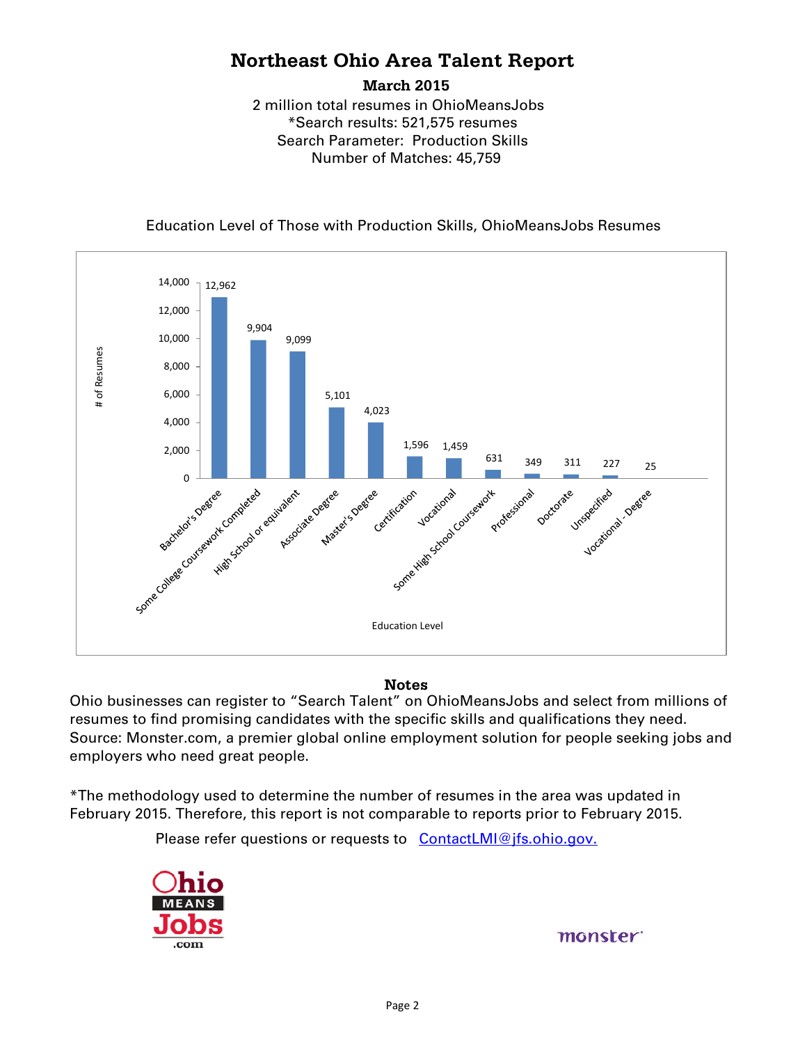# Northeast Ohio Area Talent Report

**March 2015**

2 million total resumes in OhioMeansJobs
*Search results: 521,575 resumes
Search Parameter: Production Skills
Number of Matches: 45,759

Education Level of Those with Production Skills, OhioMeansJobs Resumes

# of Resumes

14,000
12,000
10,000
8,000
6,000
4,000
2,000
0

12,962
9,904
9,099
5,101
4,023
1,596
1,459
631
349
311
227
25

Bachelor's Degree
Some College Coursework Completed
High School or equivalent
Associate Degree
Master's Degree
Certification
Vocational
Some High School Coursework
Professional
Doctorate
Unspecified
Vocational - Degree

Education Level

**Notes**

Ohio businesses can register to "Search Talent" on OhioMeansJobs and select from millions of resumes to find promising candidates with the specific skills and qualifications they need. Source: Monster.com, a premier global online employment solution for people seeking jobs and employers who need great people.

*The methodology used to determine the number of resumes in the area was updated in February 2015. Therefore, this report is not comparable to reports prior to February 2015.

Please refer questions or requests to [ContactLMI@jfs.ohio.gov.](mailto:ContactLMI@jfs.ohio.gov)

OhioMeansJobs.com

monster